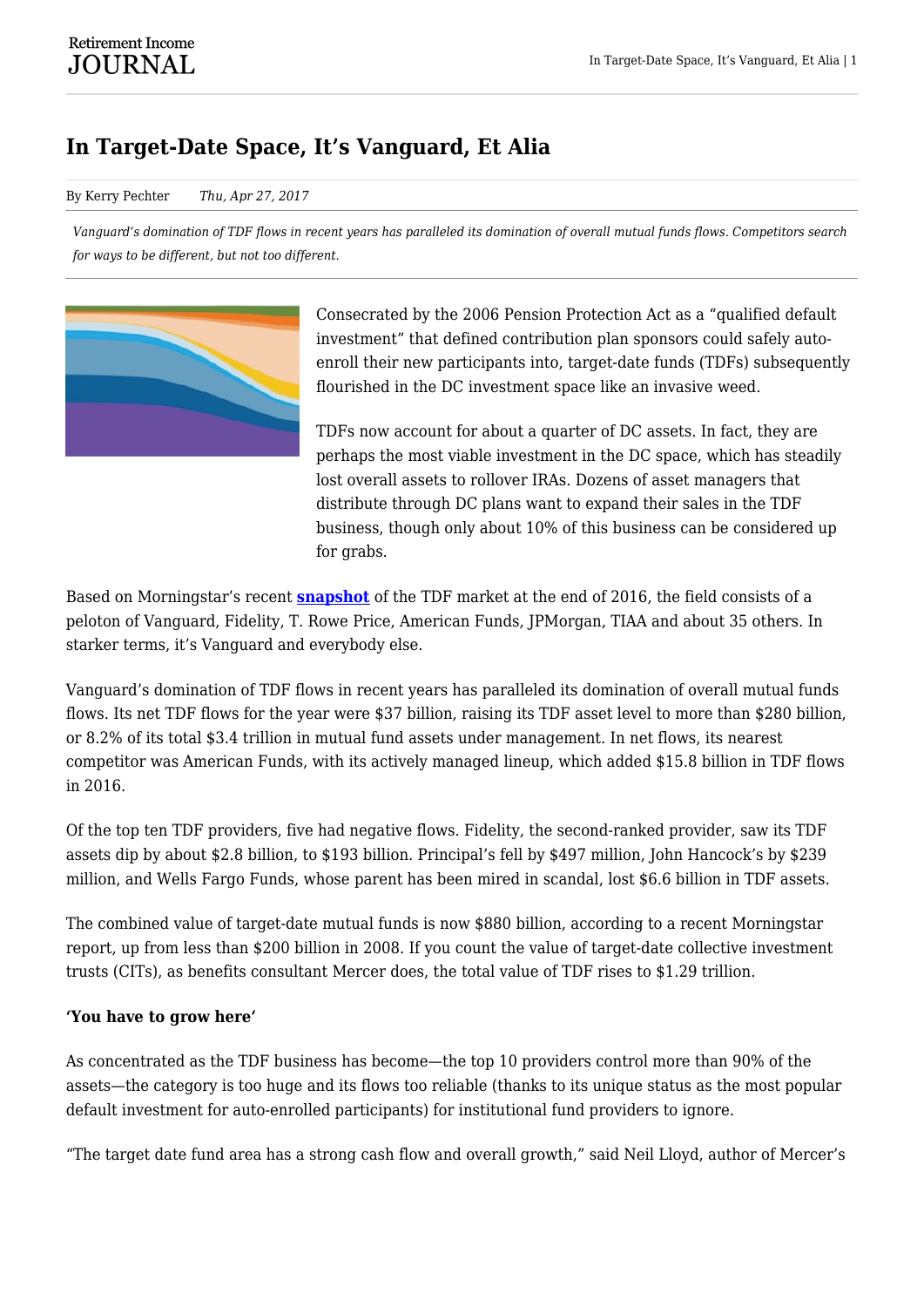# In Target-Date Space, It's Vanguard, Et Alia

By Kerry Pechter *Thu, Apr 27, 2017*

*Vanguard's domination of TDF flows in recent years has paralleled its domination of overall mutual funds flows. Competitors search for ways to be different, but not too different.*

Consecrated by the 2006 Pension Protection Act as a "qualified default investment" that defined contribution plan sponsors could safely auto-enroll their new participants into, target-date funds (TDFs) subsequently flourished in the DC investment space like an invasive weed.

TDFs now account for about a quarter of DC assets. In fact, they are perhaps the most viable investment in the DC space, which has steadily lost overall assets to rollover IRAs. Dozens of asset managers that distribute through DC plans want to expand their sales in the TDF business, though only about 10% of this business can be considered up for grabs.

Based on Morningstar's recent **snapshot** of the TDF market at the end of 2016, the field consists of a peloton of Vanguard, Fidelity, T. Rowe Price, American Funds, JPMorgan, TIAA and about 35 others. In starker terms, it's Vanguard and everybody else.

Vanguard's domination of TDF flows in recent years has paralleled its domination of overall mutual funds flows. Its net TDF flows for the year were $37 billion, raising its TDF asset level to more than $280 billion, or 8.2% of its total $3.4 trillion in mutual fund assets under management. In net flows, its nearest competitor was American Funds, with its actively managed lineup, which added $15.8 billion in TDF flows in 2016.

Of the top ten TDF providers, five had negative flows. Fidelity, the second-ranked provider, saw its TDF assets dip by about $2.8 billion, to $193 billion. Principal's fell by $497 million, John Hancock's by $239 million, and Wells Fargo Funds, whose parent has been mired in scandal, lost $6.6 billion in TDF assets.

The combined value of target-date mutual funds is now $880 billion, according to a recent Morningstar report, up from less than $200 billion in 2008. If you count the value of target-date collective investment trusts (CITs), as benefits consultant Mercer does, the total value of TDF rises to $1.29 trillion.

**'You have to grow here'**

As concentrated as the TDF business has become—the top 10 providers control more than 90% of the assets—the category is too huge and its flows too reliable (thanks to its unique status as the most popular default investment for auto-enrolled participants) for institutional fund providers to ignore.

"The target date fund area has a strong cash flow and overall growth," said Neil Lloyd, author of Mercer's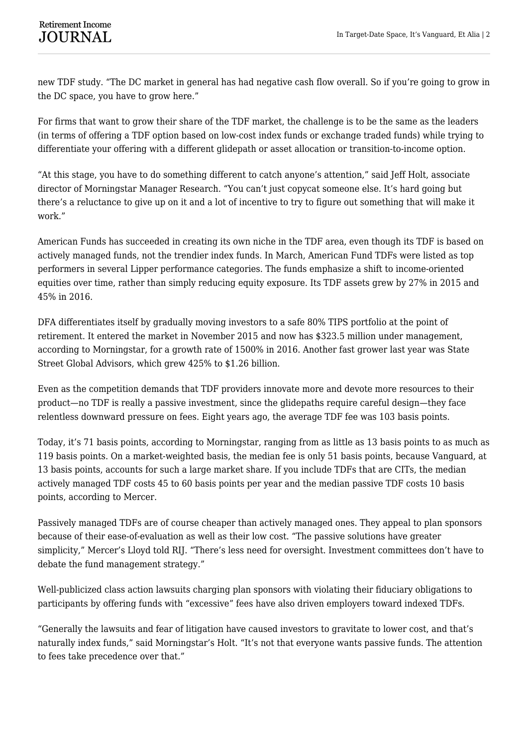new TDF study. "The DC market in general has had negative cash flow overall. So if you're going to grow in the DC space, you have to grow here."

For firms that want to grow their share of the TDF market, the challenge is to be the same as the leaders (in terms of offering a TDF option based on low-cost index funds or exchange traded funds) while trying to differentiate your offering with a different glidepath or asset allocation or transition-to-income option.

"At this stage, you have to do something different to catch anyone's attention," said Jeff Holt, associate director of Morningstar Manager Research. "You can't just copycat someone else. It's hard going but there's a reluctance to give up on it and a lot of incentive to try to figure out something that will make it work."

American Funds has succeeded in creating its own niche in the TDF area, even though its TDF is based on actively managed funds, not the trendier index funds. In March, American Fund TDFs were listed as top performers in several Lipper performance categories. The funds emphasize a shift to income-oriented equities over time, rather than simply reducing equity exposure. Its TDF assets grew by 27% in 2015 and 45% in 2016.

DFA differentiates itself by gradually moving investors to a safe 80% TIPS portfolio at the point of retirement. It entered the market in November 2015 and now has $323.5 million under management, according to Morningstar, for a growth rate of 1500% in 2016. Another fast grower last year was State Street Global Advisors, which grew 425% to $1.26 billion.

Even as the competition demands that TDF providers innovate more and devote more resources to their product—no TDF is really a passive investment, since the glidepaths require careful design—they face relentless downward pressure on fees. Eight years ago, the average TDF fee was 103 basis points.

Today, it's 71 basis points, according to Morningstar, ranging from as little as 13 basis points to as much as 119 basis points. On a market-weighted basis, the median fee is only 51 basis points, because Vanguard, at 13 basis points, accounts for such a large market share. If you include TDFs that are CITs, the median actively managed TDF costs 45 to 60 basis points per year and the median passive TDF costs 10 basis points, according to Mercer.

Passively managed TDFs are of course cheaper than actively managed ones. They appeal to plan sponsors because of their ease-of-evaluation as well as their low cost. "The passive solutions have greater simplicity," Mercer's Lloyd told RIJ. "There's less need for oversight. Investment committees don't have to debate the fund management strategy."

Well-publicized class action lawsuits charging plan sponsors with violating their fiduciary obligations to participants by offering funds with "excessive" fees have also driven employers toward indexed TDFs.

"Generally the lawsuits and fear of litigation have caused investors to gravitate to lower cost, and that's naturally index funds," said Morningstar's Holt. "It's not that everyone wants passive funds. The attention to fees take precedence over that."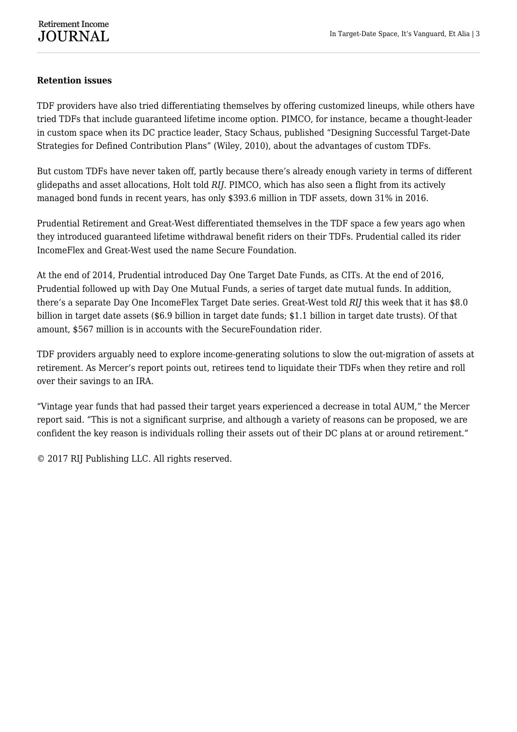**Retention issues**

TDF providers have also tried differentiating themselves by offering customized lineups, while others have tried TDFs that include guaranteed lifetime income option. PIMCO, for instance, became a thought-leader in custom space when its DC practice leader, Stacy Schaus, published "Designing Successful Target-Date Strategies for Defined Contribution Plans" (Wiley, 2010), about the advantages of custom TDFs.

But custom TDFs have never taken off, partly because there's already enough variety in terms of different glidepaths and asset allocations, Holt told *RIJ*. PIMCO, which has also seen a flight from its actively managed bond funds in recent years, has only $393.6 million in TDF assets, down 31% in 2016.

Prudential Retirement and Great-West differentiated themselves in the TDF space a few years ago when they introduced guaranteed lifetime withdrawal benefit riders on their TDFs. Prudential called its rider IncomeFlex and Great-West used the name Secure Foundation.

At the end of 2014, Prudential introduced Day One Target Date Funds, as CITs. At the end of 2016, Prudential followed up with Day One Mutual Funds, a series of target date mutual funds. In addition, there's a separate Day One IncomeFlex Target Date series. Great-West told *RIJ* this week that it has $8.0 billion in target date assets ($6.9 billion in target date funds; $1.1 billion in target date trusts). Of that amount, $567 million is in accounts with the SecureFoundation rider.

TDF providers arguably need to explore income-generating solutions to slow the out-migration of assets at retirement. As Mercer's report points out, retirees tend to liquidate their TDFs when they retire and roll over their savings to an IRA.

"Vintage year funds that had passed their target years experienced a decrease in total AUM," the Mercer report said. "This is not a significant surprise, and although a variety of reasons can be proposed, we are confident the key reason is individuals rolling their assets out of their DC plans at or around retirement."

© 2017 RIJ Publishing LLC. All rights reserved.